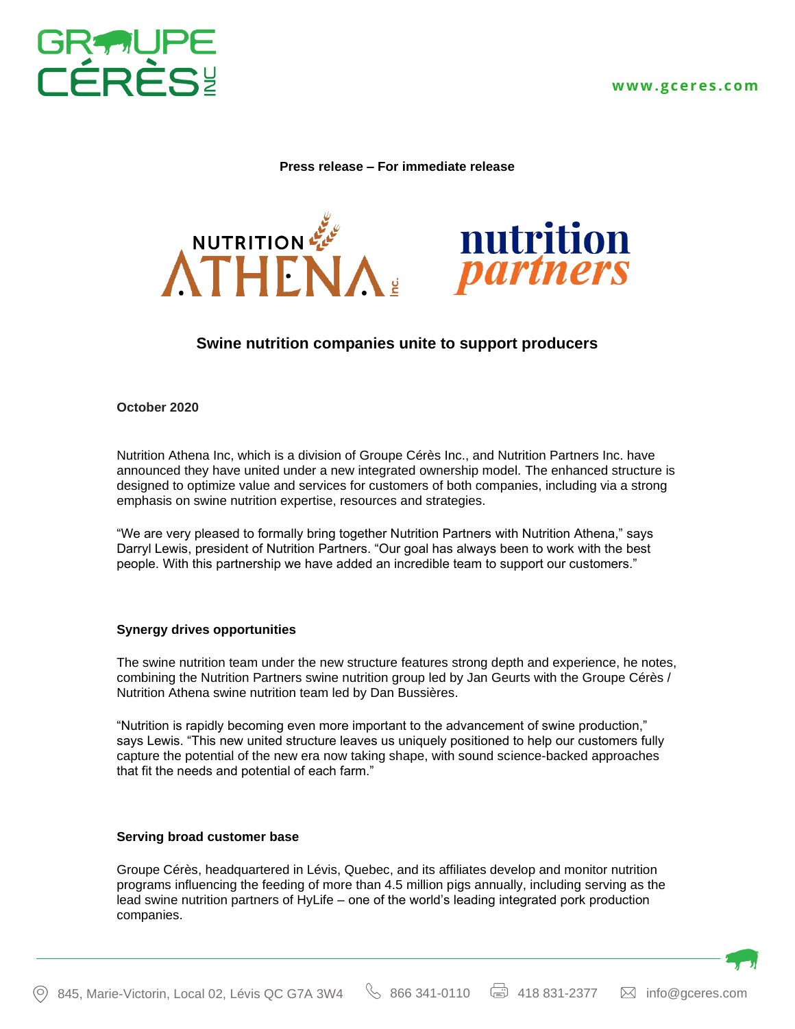Press release – For immediate release

# Swine nutrition companies unite to support producers

**October 2020**

Nutrition Athena Inc, which is a division of Groupe Cérès Inc., and Nutrition Partners Inc. have announced they have united under a new integrated ownership model. The enhanced structure is designed to optimize value and services for customers of both companies, including via a strong emphasis on swine nutrition expertise, resources and strategies.

"We are very pleased to formally bring together Nutrition Partners with Nutrition Athena," says Darryl Lewis, president of Nutrition Partners. "Our goal has always been to work with the best people. With this partnership we have added an incredible team to support our customers."

## Synergy drives opportunities

The swine nutrition team under the new structure features strong depth and experience, he notes, combining the Nutrition Partners swine nutrition group led by Jan Geurts with the Groupe Cérès / Nutrition Athena swine nutrition team led by Dan Bussières.

"Nutrition is rapidly becoming even more important to the advancement of swine production," says Lewis. "This new united structure leaves us uniquely positioned to help our customers fully capture the potential of the new era now taking shape, with sound science-backed approaches that fit the needs and potential of each farm."

## Serving broad customer base

Groupe Cérès, headquartered in Lévis, Quebec, and its affiliates develop and monitor nutrition programs influencing the feeding of more than 4.5 million pigs annually, including serving as the lead swine nutrition partners of HyLife – one of the world's leading integrated pork production companies.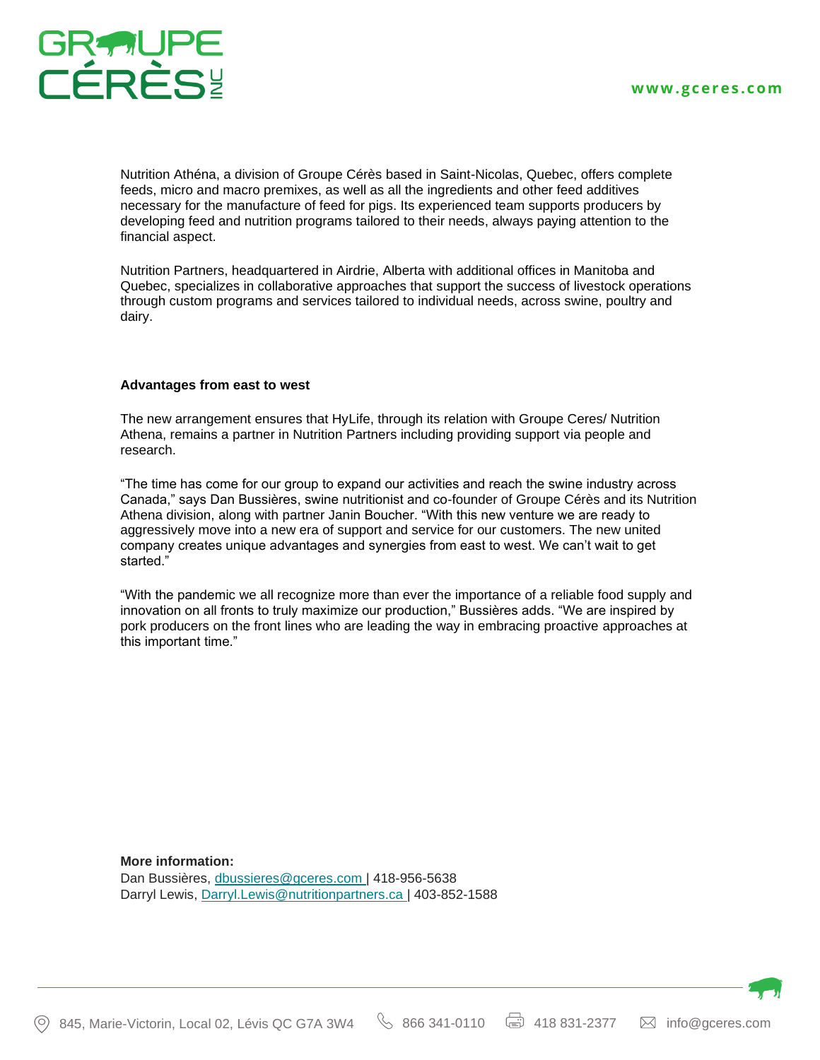Nutrition Athéna, a division of Groupe Cérès based in Saint-Nicolas, Quebec, offers complete feeds, micro and macro premixes, as well as all the ingredients and other feed additives necessary for the manufacture of feed for pigs. Its experienced team supports producers by developing feed and nutrition programs tailored to their needs, always paying attention to the financial aspect.

Nutrition Partners, headquartered in Airdrie, Alberta with additional offices in Manitoba and Quebec, specializes in collaborative approaches that support the success of livestock operations through custom programs and services tailored to individual needs, across swine, poultry and dairy.

**Advantages from east to west**

The new arrangement ensures that HyLife, through its relation with Groupe Ceres/ Nutrition Athena, remains a partner in Nutrition Partners including providing support via people and research.

"The time has come for our group to expand our activities and reach the swine industry across Canada," says Dan Bussières, swine nutritionist and co-founder of Groupe Cérès and its Nutrition Athena division, along with partner Janin Boucher. "With this new venture we are ready to aggressively move into a new era of support and service for our customers. The new united company creates unique advantages and synergies from east to west. We can't wait to get started."

"With the pandemic we all recognize more than ever the importance of a reliable food supply and innovation on all fronts to truly maximize our production," Bussières adds. "We are inspired by pork producers on the front lines who are leading the way in embracing proactive approaches at this important time."

**More information:**
Dan Bussières, dbussieres@gceres.com | 418-956-5638
Darryl Lewis, Darryl.Lewis@nutritionpartners.ca | 403-852-1588